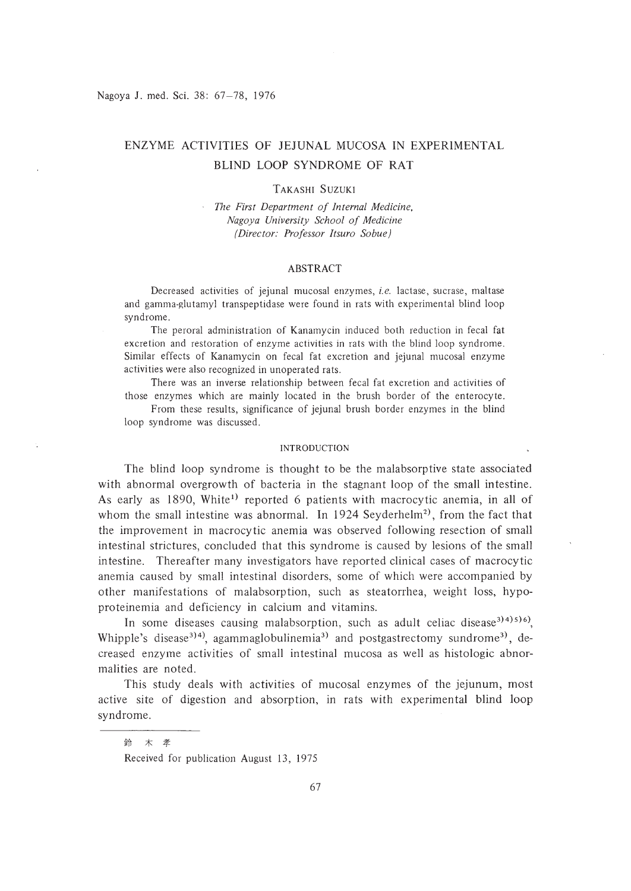# ENZYME ACTIVITIES OF JEJUNAL MUCOSA IN EXPERIMENTAL BLIND LOOP SYNDROME OF RAT

TAKASHI SUZUKI

*The First Department of Internal Medicine, Nagoya University School of Medicine (Director: Professor Itsuro Sobue)*

## ABSTRACT

Decreased activities of jejunal mucosal enzymes, *i.e.* lactase, sucrase, maltase and gamma-glutamyl transpeptidase were found in rats with experimental blind loop syndrome.

The peroral administration of Kanamycin induced both reduction in fecal fat excretion and restoration of enzyme activities in rats with the blind loop syndrome. Similar effects of Kanamycin on fecal fat excretion and jejunal mucosal enzyme activities were also recognized in unoperated rats.

There was an inverse relationship between fecal fat excretion and activities of those enzymes which are mainly located in the brush border of the enterocyte.

From these results, significance of jejunal brush border enzymes in the blind loop syndrome was discussed.

## INTRODUCTION

The blind loop syndrome is thought to be the malabsorptive state associated with abnormal overgrowth of bacteria in the stagnant loop of the small intestine. As early as 1890, White[1] reported 6 patients with macrocytic anemia, in all of whom the small intestine was abnormal. In 1924 Seyderhelm[2], from the fact that the improvement in macrocytic anemia was observed following resection of small intestinal strictures, concluded that this syndrome is caused by lesions of the small intestine. Thereafter many investigators have reported clinical cases of macrocytic anemia caused by small intestinal disorders, some of which were accompanied by other manifestations of malabsorption, such as steatorrhea, weight loss, hypoproteinemia and deficiency in calcium and vitamins.

In some diseases causing malabsorption, such as adult celiac disease[3][4][5][6], Whipple's disease[3][4], agammaglobulinemia[3] and postgastrectomy sundrome[3], decreased enzyme activities of small intestinal mucosa as well as histologic abnormalities are noted.

This study deals with activities of mucosal enzymes of the jejunum, most active site of digestion and absorption, in rats with experimental blind loop syndrome.

---

鈴 木 孝

Received for publication August 13, 1975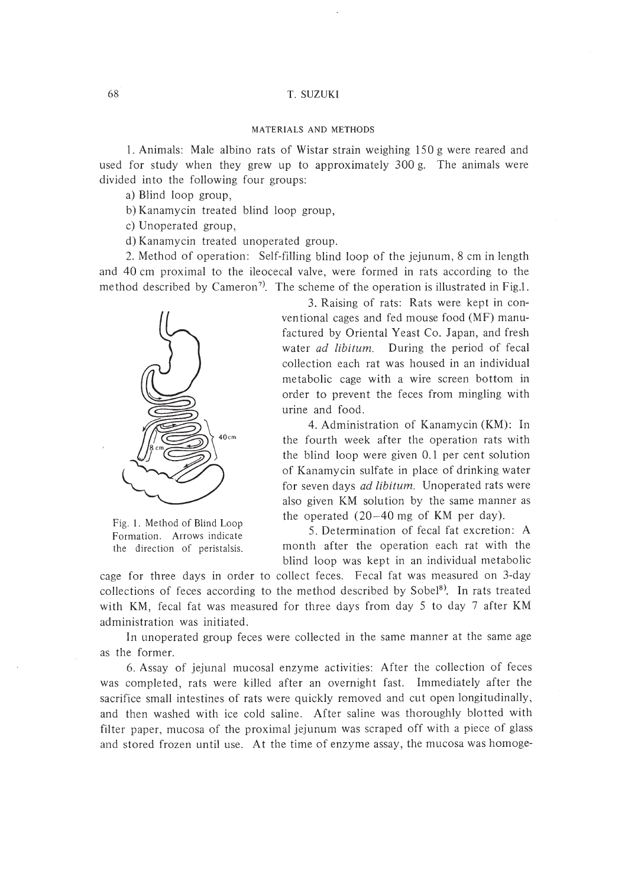## MATERIALS AND METHODS

1. Animals: Male albino rats of Wistar strain weighing 150 g were reared and used for study when they grew up to approximately 300 g. The animals were divided into the following four groups:

a) Blind loop group,

b) Kanamycin treated blind loop group,

c) Unoperated group,

d) Kanamycin treated unoperated group.

2. Method of operation: Self-filling blind loop of the jejunum, 8 cm in length and 40 cm proximal to the ileocecal valve, were formed in rats according to the method described by Cameron[7]. The scheme of the operation is illustrated in Fig.1.

Fig. 1. Method of Blind Loop Formation. Arrows indicate the direction of peristalsis.

3. Raising of rats: Rats were kept in conventional cages and fed mouse food (MF) manufactured by Oriental Yeast Co. Japan, and fresh water *ad libitum*. During the period of fecal collection each rat was housed in an individual metabolic cage with a wire screen bottom in order to prevent the feces from mingling with urine and food.

4. Administration of Kanamycin (KM): In the fourth week after the operation rats with the blind loop were given 0.1 per cent solution of Kanamycin sulfate in place of drinking water for seven days *ad libitum*. Unoperated rats were also given KM solution by the same manner as the operated (20–40 mg of KM per day).

5. Determination of fecal fat excretion: A month after the operation each rat with the blind loop was kept in an individual metabolic cage for three days in order to collect feces. Fecal fat was measured on 3-day collections of feces according to the method described by Sobel[8]. In rats treated with KM, fecal fat was measured for three days from day 5 to day 7 after KM administration was initiated.

In unoperated group feces were collected in the same manner at the same age as the former.

6. Assay of jejunal mucosal enzyme activities: After the collection of feces was completed, rats were killed after an overnight fast. Immediately after the sacrifice small intestines of rats were quickly removed and cut open longitudinally, and then washed with ice cold saline. After saline was thoroughly blotted with filter paper, mucosa of the proximal jejunum was scraped off with a piece of glass and stored frozen until use. At the time of enzyme assay, the mucosa was homoge-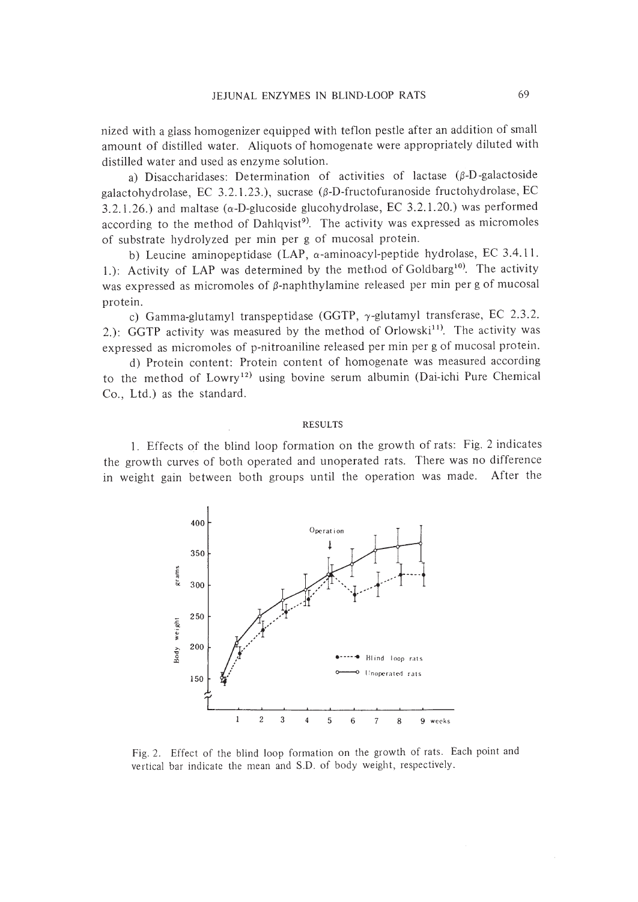nized with a glass homogenizer equipped with teflon pestle after an addition of small amount of distilled water. Aliquots of homogenate were appropriately diluted with distilled water and used as enzyme solution.

a) Disaccharidases: Determination of activities of lactase (β-D-galactoside galactohydrolase, EC 3.2.1.23.), sucrase (β-D-fructofuranoside fructohydrolase, EC 3.2.1.26.) and maltase (α-D-glucoside glucohydrolase, EC 3.2.1.20.) was performed according to the method of Dahlqvist[9]. The activity was expressed as micromoles of substrate hydrolyzed per min per g of mucosal protein.

b) Leucine aminopeptidase (LAP, α-aminoacyl-peptide hydrolase, EC 3.4.11.1.): Activity of LAP was determined by the method of Goldbarg[10]. The activity was expressed as micromoles of β-naphthylamine released per min per g of mucosal protein.

c) Gamma-glutamyl transpeptidase (GGTP, γ-glutamyl transferase, EC 2.3.2.2.): GGTP activity was measured by the method of Orlowski[11]. The activity was expressed as micromoles of p-nitroaniline released per min per g of mucosal protein.

d) Protein content: Protein content of homogenate was measured according to the method of Lowry[12] using bovine serum albumin (Dai-ichi Pure Chemical Co., Ltd.) as the standard.

## RESULTS

1. Effects of the blind loop formation on the growth of rats: Fig. 2 indicates the growth curves of both operated and unoperated rats. There was no difference in weight gain between both groups until the operation was made. After the

Fig. 2. Effect of the blind loop formation on the growth of rats. Each point and vertical bar indicate the mean and S.D. of body weight, respectively.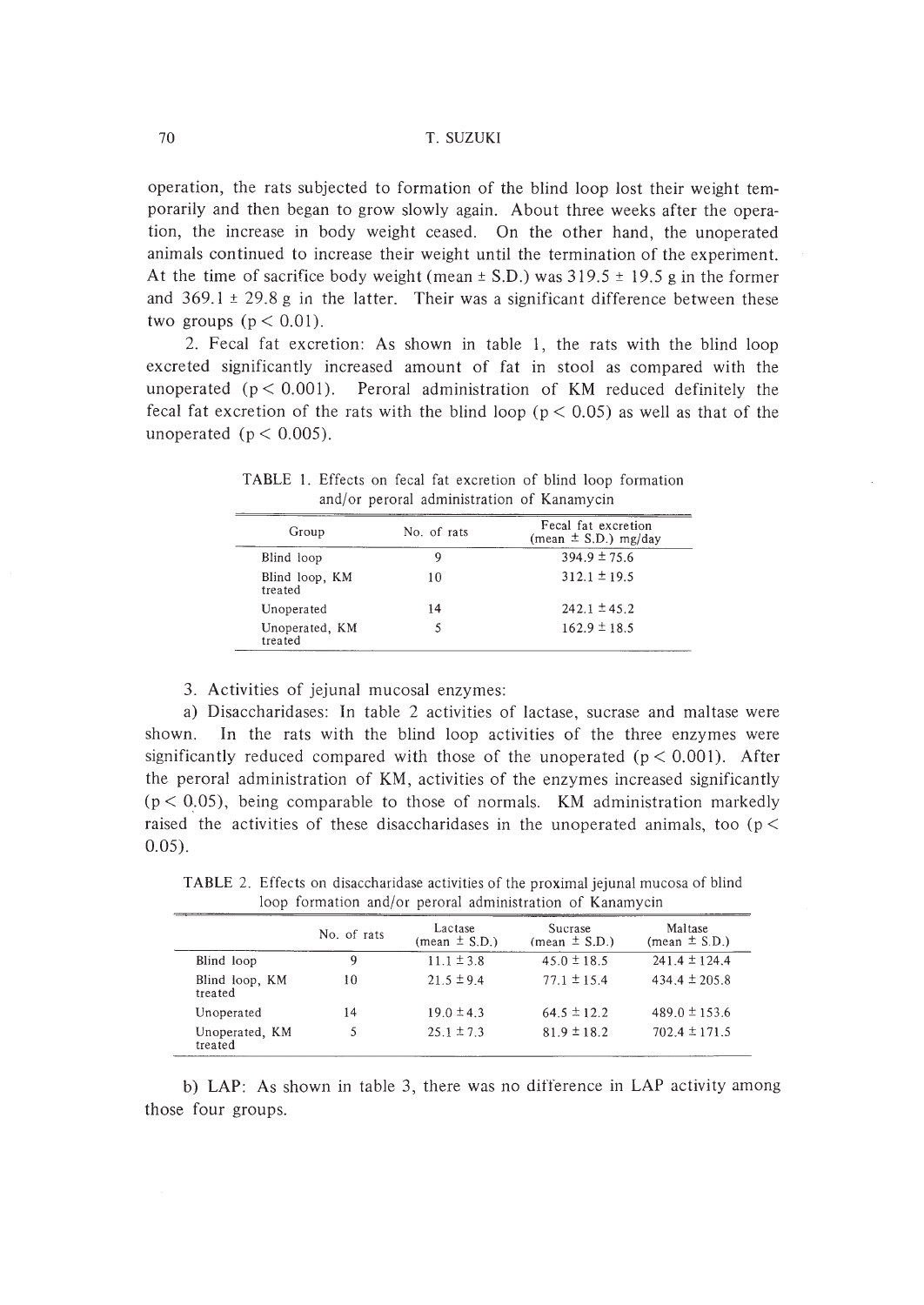operation, the rats subjected to formation of the blind loop lost their weight temporarily and then began to grow slowly again. About three weeks after the operation, the increase in body weight ceased. On the other hand, the unoperated animals continued to increase their weight until the termination of the experiment. At the time of sacrifice body weight (mean ± S.D.) was 319.5 ± 19.5 g in the former and 369.1 ± 29.8 g in the latter. Their was a significant difference between these two groups ($p < 0.01$).

2. Fecal fat excretion: As shown in table 1, the rats with the blind loop excreted significantly increased amount of fat in stool as compared with the unoperated ($p < 0.001$). Peroral administration of KM reduced definitely the fecal fat excretion of the rats with the blind loop ($p < 0.05$) as well as that of the unoperated ($p < 0.005$).

TABLE 1. Effects on fecal fat excretion of blind loop formation and/or peroral administration of Kanamycin

| Group | No. of rats | Fecal fat excretion (mean ± S.D.) mg/day |
|---|---|---|
| Blind loop | 9 | 394.9 ± 75.6 |
| Blind loop, KM treated | 10 | 312.1 ± 19.5 |
| Unoperated | 14 | 242.1 ± 45.2 |
| Unoperated, KM treated | 5 | 162.9 ± 18.5 |

3. Activities of jejunal mucosal enzymes:

a) Disaccharidases: In table 2 activities of lactase, sucrase and maltase were shown. In the rats with the blind loop activities of the three enzymes were significantly reduced compared with those of the unoperated ($p < 0.001$). After the peroral administration of KM, activities of the enzymes increased significantly ($p < 0.05$), being comparable to those of normals. KM administration markedly raised the activities of these disaccharidases in the unoperated animals, too ($p < 0.05$).

TABLE 2. Effects on disaccharidase activities of the proximal jejunal mucosa of blind loop formation and/or peroral administration of Kanamycin

| | No. of rats | Lactase (mean ± S.D.) | Sucrase (mean ± S.D.) | Maltase (mean ± S.D.) |
|---|---|---|---|---|
| Blind loop | 9 | 11.1 ± 3.8 | 45.0 ± 18.5 | 241.4 ± 124.4 |
| Blind loop, KM treated | 10 | 21.5 ± 9.4 | 77.1 ± 15.4 | 434.4 ± 205.8 |
| Unoperated | 14 | 19.0 ± 4.3 | 64.5 ± 12.2 | 489.0 ± 153.6 |
| Unoperated, KM treated | 5 | 25.1 ± 7.3 | 81.9 ± 18.2 | 702.4 ± 171.5 |

b) LAP: As shown in table 3, there was no difference in LAP activity among those four groups.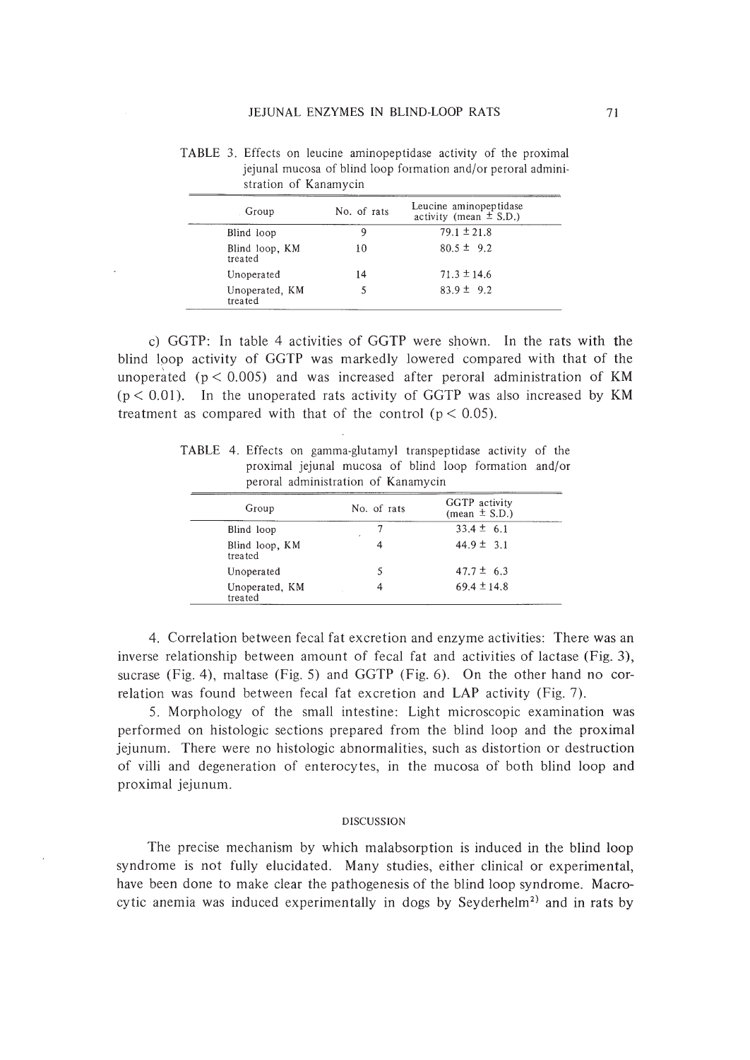TABLE 3. Effects on leucine aminopeptidase activity of the proximal jejunal mucosa of blind loop formation and/or peroral administration of Kanamycin

| Group | No. of rats | Leucine aminopeptidase activity (mean ± S.D.) |
|---|---|---|
| Blind loop | 9 | 79.1 ± 21.8 |
| Blind loop, KM treated | 10 | 80.5 ± 9.2 |
| Unoperated | 14 | 71.3 ± 14.6 |
| Unoperated, KM treated | 5 | 83.9 ± 9.2 |

c) GGTP: In table 4 activities of GGTP were shown. In the rats with the blind loop activity of GGTP was markedly lowered compared with that of the unoperated ($p < 0.005$) and was increased after peroral administration of KM ($p < 0.01$). In the unoperated rats activity of GGTP was also increased by KM treatment as compared with that of the control ($p < 0.05$).

TABLE 4. Effects on gamma-glutamyl transpeptidase activity of the proximal jejunal mucosa of blind loop formation and/or peroral administration of Kanamycin

| Group | No. of rats | GGTP activity (mean ± S.D.) |
|---|---|---|
| Blind loop | 7 | 33.4 ± 6.1 |
| Blind loop, KM treated | 4 | 44.9 ± 3.1 |
| Unoperated | 5 | 47.7 ± 6.3 |
| Unoperated, KM treated | 4 | 69.4 ± 14.8 |

4. Correlation between fecal fat excretion and enzyme activities: There was an inverse relationship between amount of fecal fat and activities of lactase (Fig. 3), sucrase (Fig. 4), maltase (Fig. 5) and GGTP (Fig. 6). On the other hand no correlation was found between fecal fat excretion and LAP activity (Fig. 7).

5. Morphology of the small intestine: Light microscopic examination was performed on histologic sections prepared from the blind loop and the proximal jejunum. There were no histologic abnormalities, such as distortion or destruction of villi and degeneration of enterocytes, in the mucosa of both blind loop and proximal jejunum.

## DISCUSSION

The precise mechanism by which malabsorption is induced in the blind loop syndrome is not fully elucidated. Many studies, either clinical or experimental, have been done to make clear the pathogenesis of the blind loop syndrome. Macrocytic anemia was induced experimentally in dogs by Seyderhelm[2] and in rats by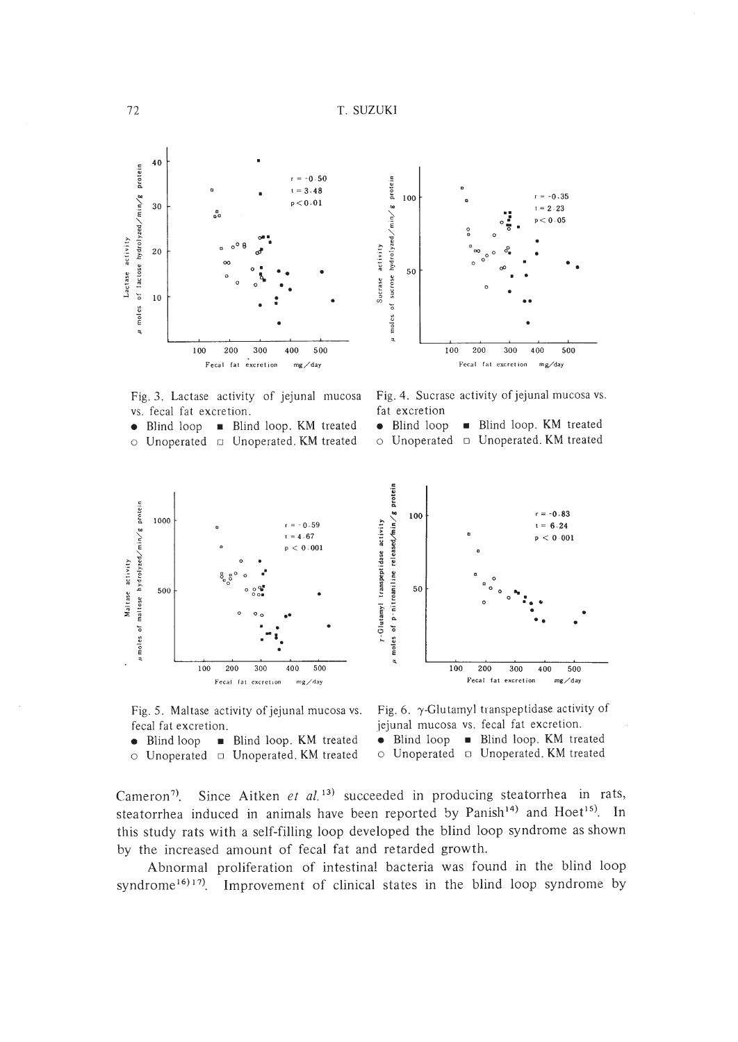Fig. 3. Lactase activity of jejunal mucosa vs. fecal fat excretion.
● Blind loop ■ Blind loop. KM treated
○ Unoperated □ Unoperated. KM treated

Fig. 4. Sucrase activity of jejunal mucosa vs. fat excretion
● Blind loop ■ Blind loop. KM treated
○ Unoperated □ Unoperated. KM treated

Fig. 5. Maltase activity of jejunal mucosa vs. fecal fat excretion.
● Blind loop ■ Blind loop. KM treated
○ Unoperated □ Unoperated. KM treated

Fig. 6. γ-Glutamyl transpeptidase activity of jejunal mucosa vs. fecal fat excretion.
● Blind loop ■ Blind loop. KM treated
○ Unoperated □ Unoperated. KM treated

Cameron[7]. Since Aitken *et al.*[13] succeeded in producing steatorrhea in rats, steatorrhea induced in animals have been reported by Panish[14] and Hoet[15]. In this study rats with a self-filling loop developed the blind loop syndrome as shown by the increased amount of fecal fat and retarded growth.

Abnormal proliferation of intestinal bacteria was found in the blind loop syndrome[16][17]. Improvement of clinical states in the blind loop syndrome by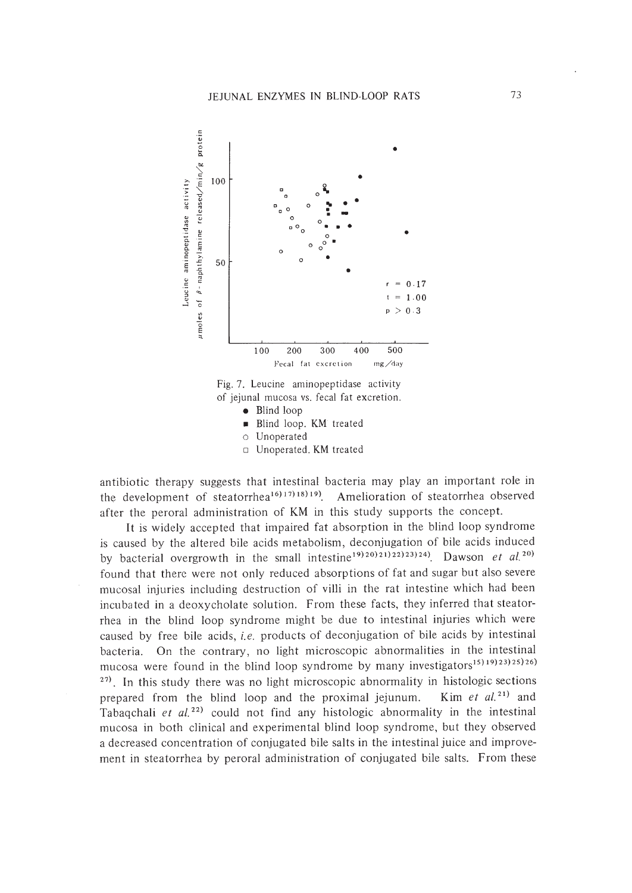Fig. 7. Leucine aminopeptidase activity of jejunal mucosa vs. fecal fat excretion.

- ● Blind loop
- ■ Blind loop. KM treated
- ○ Unoperated
- □ Unoperated. KM treated

antibiotic therapy suggests that intestinal bacteria may play an important role in the development of steatorrhea[16)17)18)19)]. Amelioration of steatorrhea observed after the peroral administration of KM in this study supports the concept.

It is widely accepted that impaired fat absorption in the blind loop syndrome is caused by the altered bile acids metabolism, deconjugation of bile acids induced by bacterial overgrowth in the small intestine[19)20)21)22)23)24)]. Dawson *et al.*[20)] found that there were not only reduced absorptions of fat and sugar but also severe mucosal injuries including destruction of villi in the rat intestine which had been incubated in a deoxycholate solution. From these facts, they inferred that steatorrhea in the blind loop syndrome might be due to intestinal injuries which were caused by free bile acids, *i.e.* products of deconjugation of bile acids by intestinal bacteria. On the contrary, no light microscopic abnormalities in the intestinal mucosa were found in the blind loop syndrome by many investigators[15)19)23)25)26)27)]. In this study there was no light microscopic abnormality in histologic sections prepared from the blind loop and the proximal jejunum. Kim *et al.*[21)] and Tabaqchali *et al.*[22)] could not find any histologic abnormality in the intestinal mucosa in both clinical and experimental blind loop syndrome, but they observed a decreased concentration of conjugated bile salts in the intestinal juice and improvement in steatorrhea by peroral administration of conjugated bile salts. From these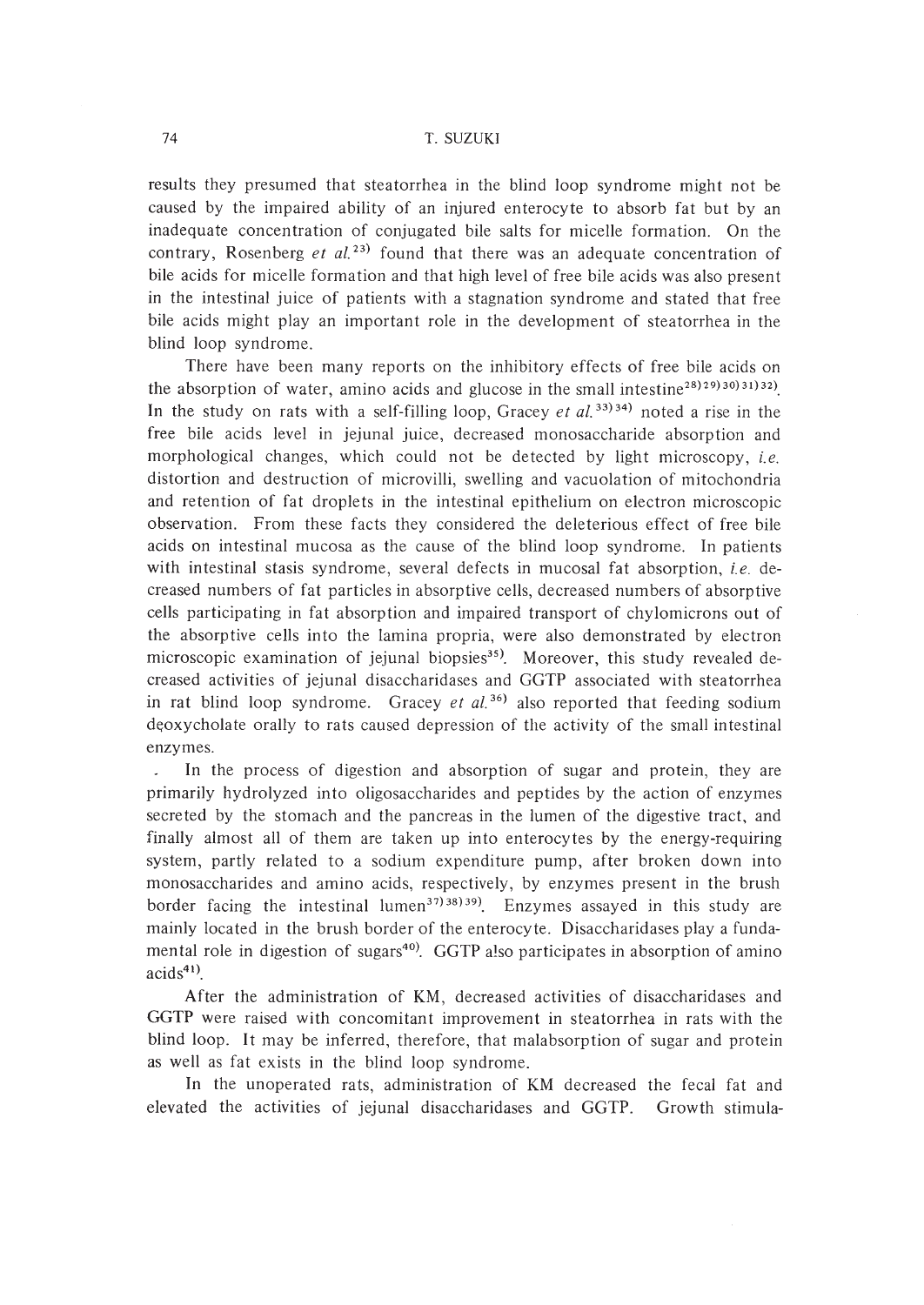results they presumed that steatorrhea in the blind loop syndrome might not be caused by the impaired ability of an injured enterocyte to absorb fat but by an inadequate concentration of conjugated bile salts for micelle formation. On the contrary, Rosenberg *et al.*[23] found that there was an adequate concentration of bile acids for micelle formation and that high level of free bile acids was also present in the intestinal juice of patients with a stagnation syndrome and stated that free bile acids might play an important role in the development of steatorrhea in the blind loop syndrome.

There have been many reports on the inhibitory effects of free bile acids on the absorption of water, amino acids and glucose in the small intestine[28][29][30][31][32]. In the study on rats with a self-filling loop, Gracey *et al.*[33][34] noted a rise in the free bile acids level in jejunal juice, decreased monosaccharide absorption and morphological changes, which could not be detected by light microscopy, *i.e.* distortion and destruction of microvilli, swelling and vacuolation of mitochondria and retention of fat droplets in the intestinal epithelium on electron microscopic observation. From these facts they considered the deleterious effect of free bile acids on intestinal mucosa as the cause of the blind loop syndrome. In patients with intestinal stasis syndrome, several defects in mucosal fat absorption, *i.e.* decreased numbers of fat particles in absorptive cells, decreased numbers of absorptive cells participating in fat absorption and impaired transport of chylomicrons out of the absorptive cells into the lamina propria, were also demonstrated by electron microscopic examination of jejunal biopsies[35]. Moreover, this study revealed decreased activities of jejunal disaccharidases and GGTP associated with steatorrhea in rat blind loop syndrome. Gracey *et al.*[36] also reported that feeding sodium deoxycholate orally to rats caused depression of the activity of the small intestinal enzymes.

In the process of digestion and absorption of sugar and protein, they are primarily hydrolyzed into oligosaccharides and peptides by the action of enzymes secreted by the stomach and the pancreas in the lumen of the digestive tract, and finally almost all of them are taken up into enterocytes by the energy-requiring system, partly related to a sodium expenditure pump, after broken down into monosaccharides and amino acids, respectively, by enzymes present in the brush border facing the intestinal lumen[37][38][39]. Enzymes assayed in this study are mainly located in the brush border of the enterocyte. Disaccharidases play a fundamental role in digestion of sugars[40]. GGTP also participates in absorption of amino acids[41].

After the administration of KM, decreased activities of disaccharidases and GGTP were raised with concomitant improvement in steatorrhea in rats with the blind loop. It may be inferred, therefore, that malabsorption of sugar and protein as well as fat exists in the blind loop syndrome.

In the unoperated rats, administration of KM decreased the fecal fat and elevated the activities of jejunal disaccharidases and GGTP. Growth stimula-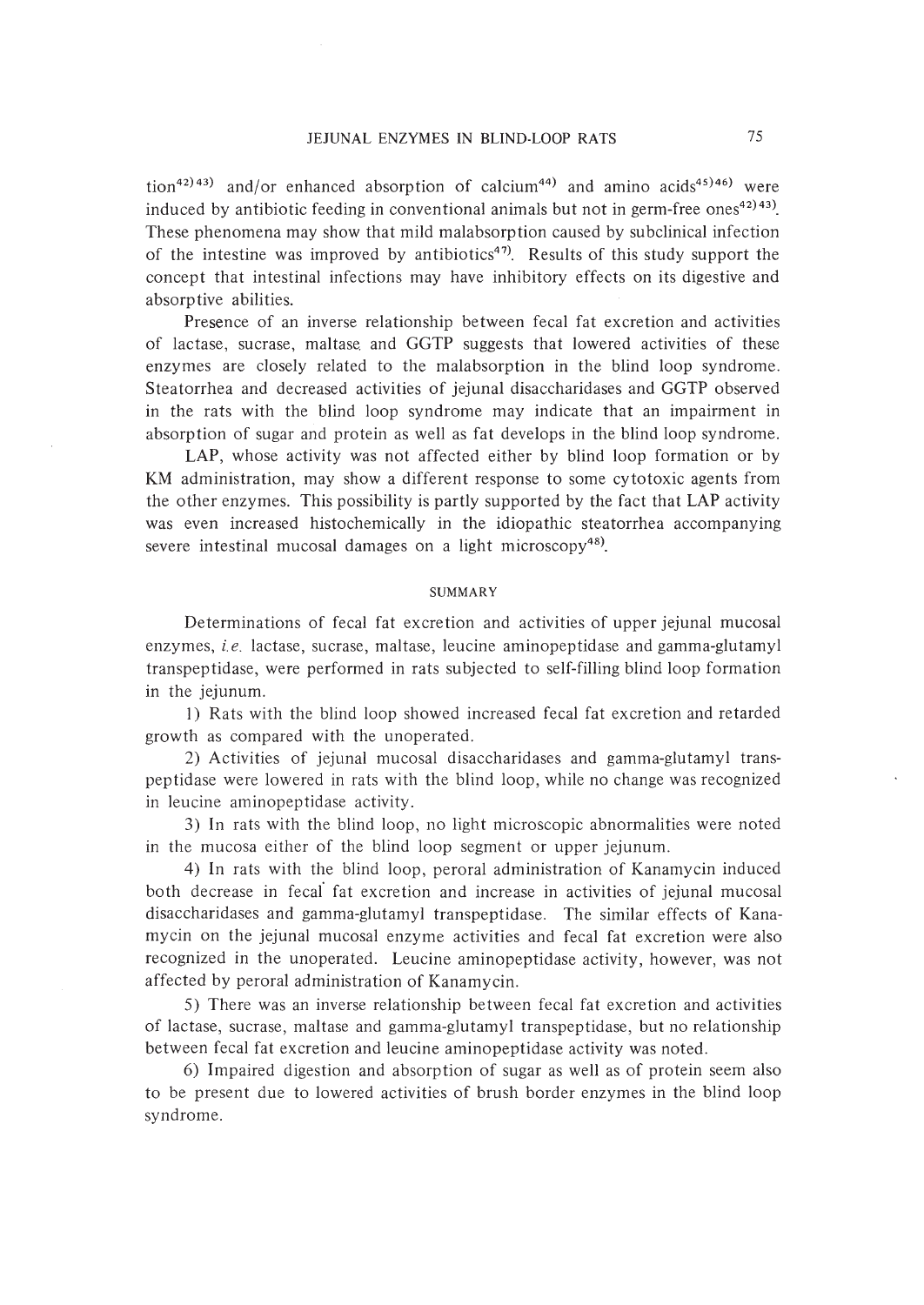tion[42,43] and/or enhanced absorption of calcium[44] and amino acids[45,46] were induced by antibiotic feeding in conventional animals but not in germ-free ones[42,43]. These phenomena may show that mild malabsorption caused by subclinical infection of the intestine was improved by antibiotics[47]. Results of this study support the concept that intestinal infections may have inhibitory effects on its digestive and absorptive abilities.

Presence of an inverse relationship between fecal fat excretion and activities of lactase, sucrase, maltase and GGTP suggests that lowered activities of these enzymes are closely related to the malabsorption in the blind loop syndrome. Steatorrhea and decreased activities of jejunal disaccharidases and GGTP observed in the rats with the blind loop syndrome may indicate that an impairment in absorption of sugar and protein as well as fat develops in the blind loop syndrome.

LAP, whose activity was not affected either by blind loop formation or by KM administration, may show a different response to some cytotoxic agents from the other enzymes. This possibility is partly supported by the fact that LAP activity was even increased histochemically in the idiopathic steatorrhea accompanying severe intestinal mucosal damages on a light microscopy[48].

## SUMMARY

Determinations of fecal fat excretion and activities of upper jejunal mucosal enzymes, *i.e.* lactase, sucrase, maltase, leucine aminopeptidase and gamma-glutamyl transpeptidase, were performed in rats subjected to self-filling blind loop formation in the jejunum.

1) Rats with the blind loop showed increased fecal fat excretion and retarded growth as compared with the unoperated.

2) Activities of jejunal mucosal disaccharidases and gamma-glutamyl transpeptidase were lowered in rats with the blind loop, while no change was recognized in leucine aminopeptidase activity.

3) In rats with the blind loop, no light microscopic abnormalities were noted in the mucosa either of the blind loop segment or upper jejunum.

4) In rats with the blind loop, peroral administration of Kanamycin induced both decrease in fecal fat excretion and increase in activities of jejunal mucosal disaccharidases and gamma-glutamyl transpeptidase. The similar effects of Kanamycin on the jejunal mucosal enzyme activities and fecal fat excretion were also recognized in the unoperated. Leucine aminopeptidase activity, however, was not affected by peroral administration of Kanamycin.

5) There was an inverse relationship between fecal fat excretion and activities of lactase, sucrase, maltase and gamma-glutamyl transpeptidase, but no relationship between fecal fat excretion and leucine aminopeptidase activity was noted.

6) Impaired digestion and absorption of sugar as well as of protein seem also to be present due to lowered activities of brush border enzymes in the blind loop syndrome.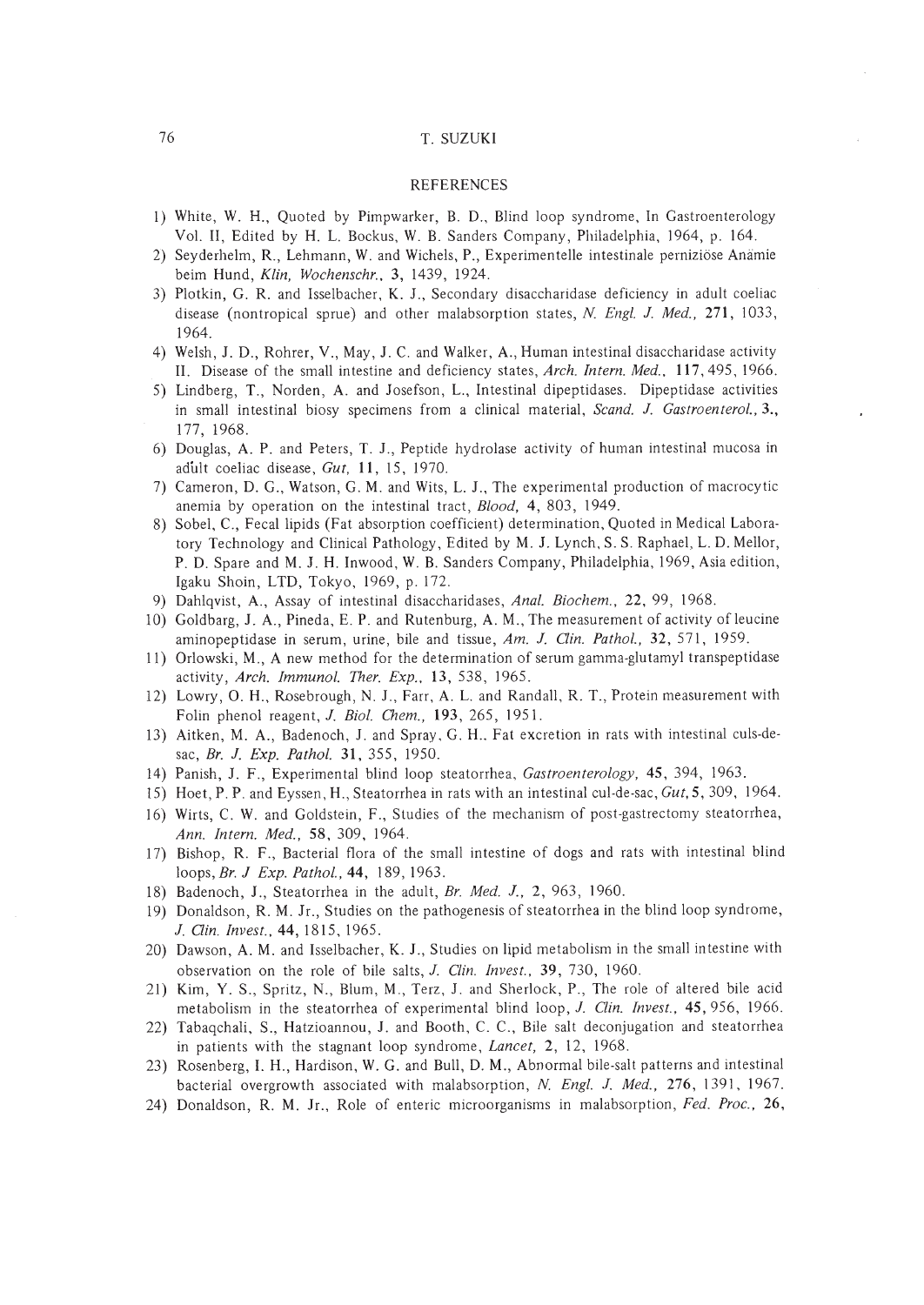## REFERENCES

1) White, W. H., Quoted by Pimpwarker, B. D., Blind loop syndrome, In Gastroenterology Vol. II, Edited by H. L. Bockus, W. B. Sanders Company, Philadelphia, 1964, p. 164.
2) Seyderhelm, R., Lehmann, W. and Wichels, P., Experimentelle intestinale perniziöse Anämie beim Hund, *Klin, Wochenschr.*, **3**, 1439, 1924.
3) Plotkin, G. R. and Isselbacher, K. J., Secondary disaccharidase deficiency in adult coeliac disease (nontropical sprue) and other malabsorption states, *N. Engl. J. Med.*, **271**, 1033, 1964.
4) Welsh, J. D., Rohrer, V., May, J. C. and Walker, A., Human intestinal disaccharidase activity II. Disease of the small intestine and deficiency states, *Arch. Intern. Med.*, **117**, 495, 1966.
5) Lindberg, T., Norden, A. and Josefson, L., Intestinal dipeptidases. Dipeptidase activities in small intestinal biosy specimens from a clinical material, *Scand. J. Gastroenterol.*, **3.**, 177, 1968.
6) Douglas, A. P. and Peters, T. J., Peptide hydrolase activity of human intestinal mucosa in adult coeliac disease, *Gut*, **11**, 15, 1970.
7) Cameron, D. G., Watson, G. M. and Wits, L. J., The experimental production of macrocytic anemia by operation on the intestinal tract, *Blood*, **4**, 803, 1949.
8) Sobel, C., Fecal lipids (Fat absorption coefficient) determination, Quoted in Medical Laboratory Technology and Clinical Pathology, Edited by M. J. Lynch, S. S. Raphael, L. D. Mellor, P. D. Spare and M. J. H. Inwood, W. B. Sanders Company, Philadelphia, 1969, Asia edition, Igaku Shoin, LTD, Tokyo, 1969, p. 172.
9) Dahlqvist, A., Assay of intestinal disaccharidases, *Anal. Biochem.*, **22**, 99, 1968.
10) Goldbarg, J. A., Pineda, E. P. and Rutenburg, A. M., The measurement of activity of leucine aminopeptidase in serum, urine, bile and tissue, *Am. J. Clin. Pathol.*, **32**, 571, 1959.
11) Orlowski, M., A new method for the determination of serum gamma-glutamyl transpeptidase activity, *Arch. Immunol. Ther. Exp.*, **13**, 538, 1965.
12) Lowry, O. H., Rosebrough, N. J., Farr, A. L. and Randall, R. T., Protein measurement with Folin phenol reagent, *J. Biol. Chem.*, **193**, 265, 1951.
13) Aitken, M. A., Badenoch, J. and Spray, G. H.. Fat excretion in rats with intestinal culs-de-sac, *Br. J. Exp. Pathol.* **31**, 355, 1950.
14) Panish, J. F., Experimental blind loop steatorrhea, *Gastroenterology*, **45**, 394, 1963.
15) Hoet, P. P. and Eyssen, H., Steatorrhea in rats with an intestinal cul-de-sac, *Gut*, **5**, 309, 1964.
16) Wirts, C. W. and Goldstein, F., Studies of the mechanism of post-gastrectomy steatorrhea, *Ann. Intern. Med.*, **58**, 309, 1964.
17) Bishop, R. F., Bacterial flora of the small intestine of dogs and rats with intestinal blind loops, *Br. J Exp. Pathol.*, **44**, 189, 1963.
18) Badenoch, J., Steatorrhea in the adult, *Br. Med. J.*, **2**, 963, 1960.
19) Donaldson, R. M. Jr., Studies on the pathogenesis of steatorrhea in the blind loop syndrome, *J. Clin. Invest.*, **44**, 1815, 1965.
20) Dawson, A. M. and Isselbacher, K. J., Studies on lipid metabolism in the small intestine with observation on the role of bile salts, *J. Clin. Invest.*, **39**, 730, 1960.
21) Kim, Y. S., Spritz, N., Blum, M., Terz, J. and Sherlock, P., The role of altered bile acid metabolism in the steatorrhea of experimental blind loop, *J. Clin. Invest.*, **45**, 956, 1966.
22) Tabaqchali, S., Hatzioannou, J. and Booth, C. C., Bile salt deconjugation and steatorrhea in patients with the stagnant loop syndrome, *Lancet*, **2**, 12, 1968.
23) Rosenberg, I. H., Hardison, W. G. and Bull, D. M., Abnormal bile-salt patterns and intestinal bacterial overgrowth associated with malabsorption, *N. Engl. J. Med.*, **276**, 1391, 1967.
24) Donaldson, R. M. Jr., Role of enteric microorganisms in malabsorption, *Fed. Proc.*, **26**,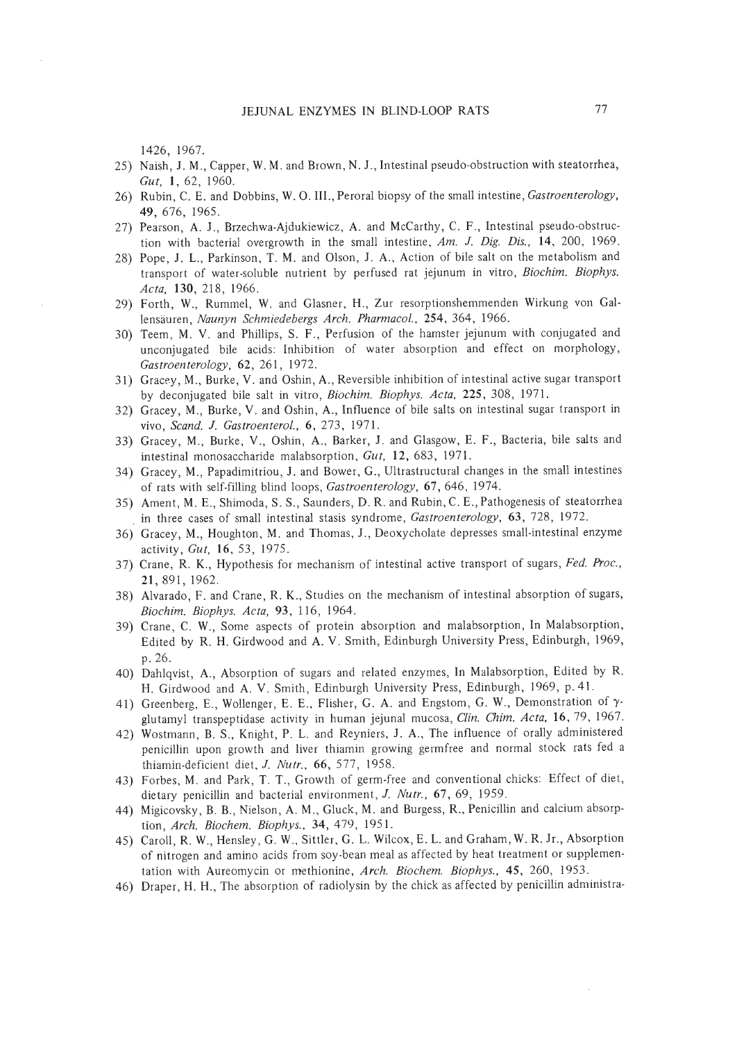1426, 1967.

25) Naish, J. M., Capper, W. M. and Brown, N. J., Intestinal pseudo-obstruction with steatorrhea, *Gut,* **1**, 62, 1960.
26) Rubin, C. E. and Dobbins, W. O. III., Peroral biopsy of the small intestine, *Gastroenterology,* **49**, 676, 1965.
27) Pearson, A. J., Brzechwa-Ajdukiewicz, A. and McCarthy, C. F., Intestinal pseudo-obstruction with bacterial overgrowth in the small intestine, *Am. J. Dig. Dis.,* **14**, 200, 1969.
28) Pope, J. L., Parkinson, T. M. and Olson, J. A., Action of bile salt on the metabolism and transport of water-soluble nutrient by perfused rat jejunum in vitro, *Biochim. Biophys. Acta,* **130**, 218, 1966.
29) Forth, W., Rummel, W. and Glasner, H., Zur resorptionshemmenden Wirkung von Gallensäuren, *Naunyn Schmiedebergs Arch. Pharmacol.,* **254**, 364, 1966.
30) Teem, M. V. and Phillips, S. F., Perfusion of the hamster jejunum with conjugated and unconjugated bile acids: Inhibition of water absorption and effect on morphology, *Gastroenterology,* **62**, 261, 1972.
31) Gracey, M., Burke, V. and Oshin, A., Reversible inhibition of intestinal active sugar transport by deconjugated bile salt in vitro, *Biochim. Biophys. Acta,* **225**, 308, 1971.
32) Gracey, M., Burke, V. and Oshin, A., Influence of bile salts on intestinal sugar transport in vivo, *Scand. J. Gastroenterol.,* **6**, 273, 1971.
33) Gracey, M., Burke, V., Oshin, A., Barker, J. and Glasgow, E. F., Bacteria, bile salts and intestinal monosaccharide malabsorption, *Gut,* **12**, 683, 1971.
34) Gracey, M., Papadimitriou, J. and Bower, G., Ultrastructural changes in the small intestines of rats with self-filling blind loops, *Gastroenterology,* **67**, 646, 1974.
35) Ament, M. E., Shimoda, S. S., Saunders, D. R. and Rubin, C. E., Pathogenesis of steatorrhea in three cases of small intestinal stasis syndrome, *Gastroenterology,* **63**, 728, 1972.
36) Gracey, M., Houghton, M. and Thomas, J., Deoxycholate depresses small-intestinal enzyme activity, *Gut,* **16**, 53, 1975.
37) Crane, R. K., Hypothesis for mechanism of intestinal active transport of sugars, *Fed. Proc.,* **21**, 891, 1962.
38) Alvarado, F. and Crane, R. K., Studies on the mechanism of intestinal absorption of sugars, *Biochim. Biophys. Acta,* **93**, 116, 1964.
39) Crane, C. W., Some aspects of protein absorption and malabsorption, In Malabsorption, Edited by R. H. Girdwood and A. V. Smith, Edinburgh University Press, Edinburgh, 1969, p. 26.
40) Dahlqvist, A., Absorption of sugars and related enzymes, In Malabsorption, Edited by R. H. Girdwood and A. V. Smith, Edinburgh University Press, Edinburgh, 1969, p. 41.
41) Greenberg, E., Wollenger, E. E., Flisher, G. A. and Engstom, G. W., Demonstration of $\gamma$-glutamyl transpeptidase activity in human jejunal mucosa, *Clin. Chim. Acta,* **16**, 79, 1967.
42) Wostmann, B. S., Knight, P. L. and Reyniers, J. A., The influence of orally administered penicillin upon growth and liver thiamin growing germfree and normal stock rats fed a thiamin-deficient diet, *J. Nutr.,* **66**, 577, 1958.
43) Forbes, M. and Park, T. T., Growth of germ-free and conventional chicks: Effect of diet, dietary penicillin and bacterial environment, *J. Nutr.,* **67**, 69, 1959.
44) Migicovsky, B. B., Nielson, A. M., Gluck, M. and Burgess, R., Penicillin and calcium absorption, *Arch. Biochem. Biophys.,* **34**, 479, 1951.
45) Caroll, R. W., Hensley, G. W., Sittler, G. L. Wilcox, E. L. and Graham, W. R. Jr., Absorption of nitrogen and amino acids from soy-bean meal as affected by heat treatment or supplementation with Aureomycin or methionine, *Arch. Biochem. Biophys.,* **45**, 260, 1953.
46) Draper, H. H., The absorption of radiolysin by the chick as affected by penicillin administra-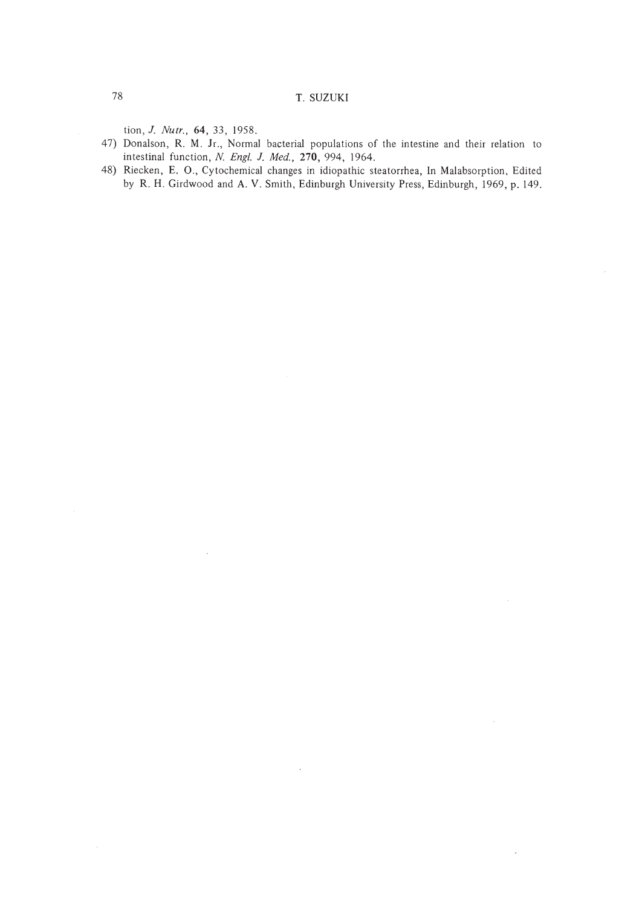tion, *J. Nutr.,* **64**, 33, 1958.

47) Donalson, R. M. Jr., Normal bacterial populations of the intestine and their relation to intestinal function, *N. Engl. J. Med.,* **270**, 994, 1964.

48) Riecken, E. O., Cytochemical changes in idiopathic steatorrhea, In Malabsorption, Edited by R. H. Girdwood and A. V. Smith, Edinburgh University Press, Edinburgh, 1969, p. 149.